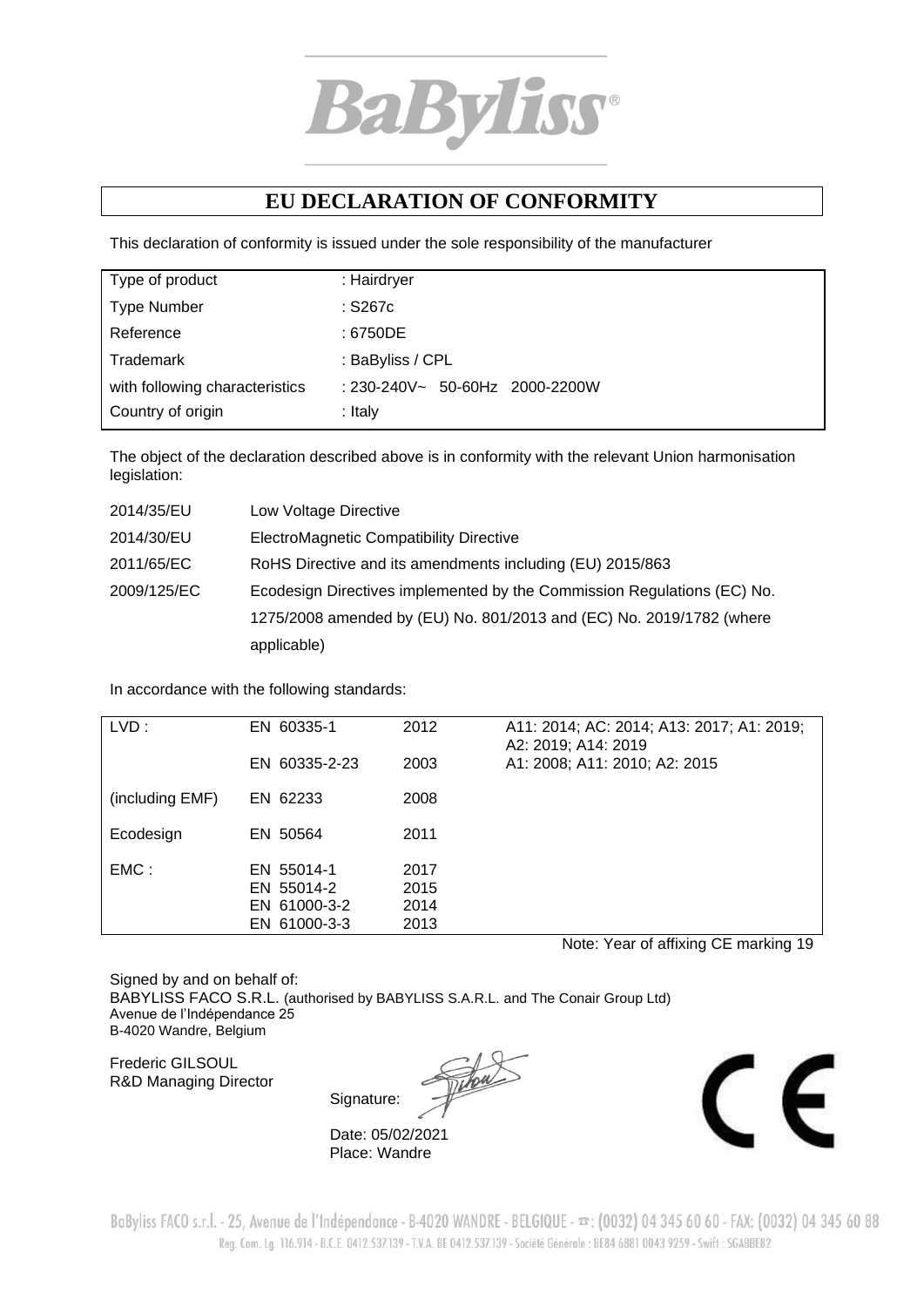BaByliss®

# EU DECLARATION OF CONFORMITY

This declaration of conformity is issued under the sole responsibility of the manufacturer

| | |
|---|---|
| Type of product | : Hairdryer |
| Type Number | : S267c |
| Reference | : 6750DE |
| Trademark | : BaByliss / CPL |
| with following characteristics | : 230-240V~ 50-60Hz 2000-2200W |
| Country of origin | : Italy |

The object of the declaration described above is in conformity with the relevant Union harmonisation legislation:

| | |
|---|---|
| 2014/35/EU | Low Voltage Directive |
| 2014/30/EU | ElectroMagnetic Compatibility Directive |
| 2011/65/EC | RoHS Directive and its amendments including (EU) 2015/863 |
| 2009/125/EC | Ecodesign Directives implemented by the Commission Regulations (EC) No. 1275/2008 amended by (EU) No. 801/2013 and (EC) No. 2019/1782 (where applicable) |

In accordance with the following standards:

| | | | |
|---|---|---|---|
| LVD : | EN 60335-1 | 2012 | A11: 2014; AC: 2014; A13: 2017; A1: 2019; A2: 2019; A14: 2019 |
| | EN 60335-2-23 | 2003 | A1: 2008; A11: 2010; A2: 2015 |
| (including EMF) | EN 62233 | 2008 | |
| Ecodesign | EN 50564 | 2011 | |
| EMC : | EN 55014-1 | 2017 | |
| | EN 55014-2 | 2015 | |
| | EN 61000-3-2 | 2014 | |
| | EN 61000-3-3 | 2013 | |

Note: Year of affixing CE marking 19

Signed by and on behalf of:
BABYLISS FACO S.R.L. (authorised by BABYLISS S.A.R.L. and The Conair Group Ltd)
Avenue de l'Indépendance 25
B-4020 Wandre, Belgium

Frederic GILSOUL
R&D Managing Director

Signature:

Date: 05/02/2021
Place: Wandre

CE

BaByliss FACO s.r.l. - 25, Avenue de l'Indépendance - B-4020 WANDRE - BELGIQUE - ☎: (0032) 04 345 60 60 - FAX: (0032) 04 345 60 88
Reg. Com. Lg. 116.914 - B.C.E. 0412.537.139 - T.V.A. BE 0412.537.139 - Société Générale : BE84 6881 0043 9259 - Swift : SGABBEB2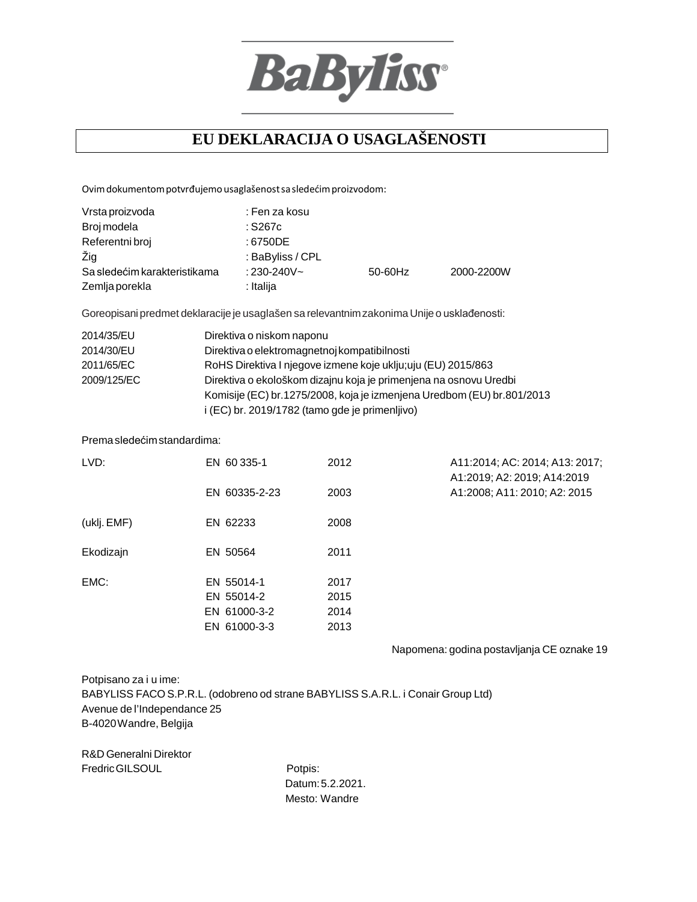BaByliss®

# EU DEKLARACIJA O USAGLAŠENOSTI

Ovim dokumentom potvrđujemo usaglašenost sa sledećim proizvodom:

| | | | |
|---|---|---|---|
| Vrsta proizvoda | : Fen za kosu | | |
| Broj modela | : S267c | | |
| Referentni broj | : 6750DE | | |
| Žig | : BaByliss / CPL | | |
| Sa sledećim karakteristikama | : 230-240V~ | 50-60Hz | 2000-2200W |
| Zemlja porekla | : Italija | | |

Goreopisani predmet deklaracije je usaglašen sa relevantnim zakonima Unije o usklađenosti:

| | |
|---|---|
| 2014/35/EU | Direktiva o niskom naponu |
| 2014/30/EU | Direktiva o elektromagnetnoj kompatibilnosti |
| 2011/65/EC | RoHS Direktiva I njegove izmene koje uklju;uju (EU) 2015/863 |
| 2009/125/EC | Direktiva o ekološkom dizajnu koja je primenjena na osnovu Uredbi Komisije (EC) br.1275/2008, koja je izmenjena Uredbom (EU) br.801/2013 i (EC) br. 2019/1782 (tamo gde je primenljivo) |

Prema sledećim standardima:

| | | | |
|---|---|---|---|
| LVD: | EN 60 335-1 | 2012 | A11:2014; AC: 2014; A13: 2017; A1:2019; A2: 2019; A14:2019 |
| | EN 60335-2-23 | 2003 | A1:2008; A11: 2010; A2: 2015 |
| (uklj. EMF) | EN 62233 | 2008 | |
| Ekodizajn | EN 50564 | 2011 | |
| EMC: | EN 55014-1 | 2017 | |
| | EN 55014-2 | 2015 | |
| | EN 61000-3-2 | 2014 | |
| | EN 61000-3-3 | 2013 | |

Napomena: godina postavljanja CE oznake 19

Potpisano za i u ime:
BABYLISS FACO S.P.R.L. (odobreno od strane BABYLISS S.A.R.L. i Conair Group Ltd)
Avenue de l'Independance 25
B-4020 Wandre, Belgija

R&D Generalni Direktor
Fredric GILSOUL

Potpis:
Datum: 5.2.2021.
Mesto: Wandre